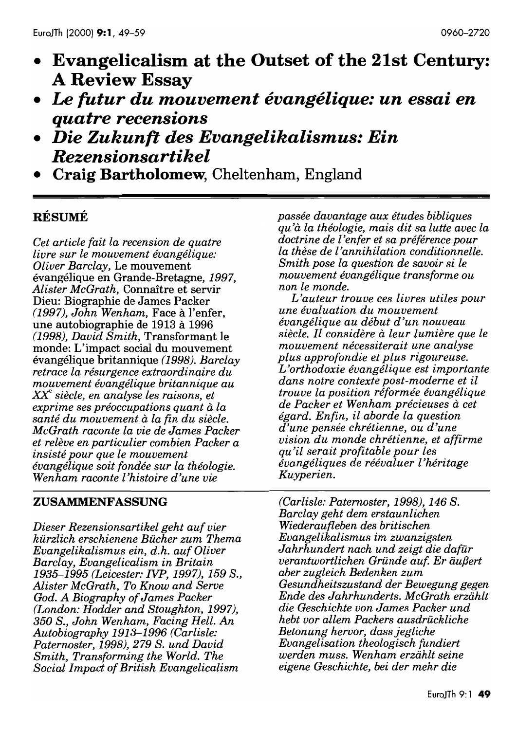# Evangelicalism at the Outset of the 21st Century: A Review Essay

# *Le futur du mouvement évangélique: un essai en quatre recensions*

# *Die Zukunft des Evangelikalismus: Ein Rezensionsartikel*

**Craig Bartholomew**, Cheltenham, England

## RÉSUMÉ

*Cet article fait la recension de quatre livre sur le mouvement évangélique: Oliver Barclay,* Le mouvement évangélique en Grande-Bretagne, *1997, Alister McGrath,* Connaître et servir Dieu: Biographie de James Packer *(1997), John Wenham,* Face à l'enfer, une autobiographie de 1913 à 1996 *(1998), David Smith,* Transformant le monde: L'impact social du mouvement évangélique britannique *(1998). Barclay retrace la résurgence extraordinaire du mouvement évangélique britannique au XX[e] siècle, en analyse les raisons, et exprime ses préoccupations quant à la santé du mouvement à la fin du siècle. McGrath raconte la vie de James Packer et relève en particulier combien Packer a insisté pour que le mouvement évangélique soit fondée sur la théologie. Wenham raconte l'histoire d'une vie passée davantage aux études bibliques qu'à la théologie, mais dit sa lutte avec la doctrine de l'enfer et sa préférence pour la thèse de l'annihilation conditionnelle. Smith pose la question de savoir si le mouvement évangélique transforme ou non le monde.*

*L'auteur trouve ces livres utiles pour une évaluation du mouvement évangélique au début d'un nouveau siècle. Il considère à leur lumière que le mouvement nécessiterait une analyse plus approfondie et plus rigoureuse. L'orthodoxie évangélique est importante dans notre contexte post-moderne et il trouve la position réformée évangélique de Packer et Wenham précieuses à cet égard. Enfin, il aborde la question d'une pensée chrétienne, ou d'une vision du monde chrétienne, et affirme qu'il serait profitable pour les évangéliques de réévaluer l'héritage Kuyperien.*

## ZUSAMMENFASSUNG

*Dieser Rezensionsartikel geht auf vier kürzlich erschienene Bücher zum Thema Evangelikalismus ein, d.h. auf Oliver Barclay, Evangelicalism in Britain 1935–1995 (Leicester: IVP, 1997), 159 S., Alister McGrath, To Know and Serve God. A Biography of James Packer (London: Hodder and Stoughton, 1997), 350 S., John Wenham, Facing Hell. An Autobiography 1913–1996 (Carlisle: Paternoster, 1998), 279 S. und David Smith, Transforming the World. The Social Impact of British Evangelicalism (Carlisle: Paternoster, 1998), 146 S. Barclay geht dem erstaunlichen Wiederaufleben des britischen Evangelikalismus im zwanzigsten Jahrhundert nach und zeigt die dafür verantwortlichen Gründe auf. Er äußert aber zugleich Bedenken zum Gesundheitszustand der Bewegung gegen Ende des Jahrhunderts. McGrath erzählt die Geschichte von James Packer und hebt vor allem Packers ausdrückliche Betonung hervor, dass jegliche Evangelisation theologisch fundiert werden muss. Wenham erzählt seine eigene Geschichte, bei der mehr die*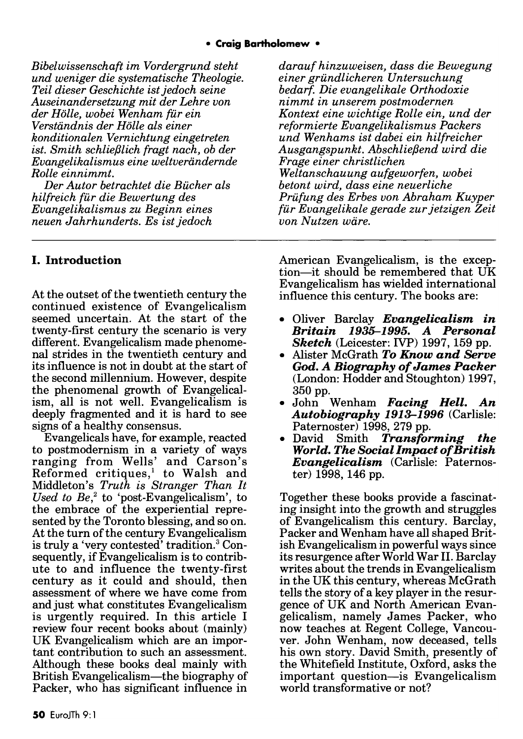*Bibelwissenschaft im Vordergrund steht und weniger die systematische Theologie. Teil dieser Geschichte ist jedoch seine Auseinandersetzung mit der Lehre von der Hölle, wobei Wenham für ein Verständnis der Hölle als einer konditionalen Vernichtung eingetreten ist. Smith schließlich fragt nach, ob der Evangelikalismus eine weltverändernde Rolle einnimmt.*

*Der Autor betrachtet die Bücher als hilfreich für die Bewertung des Evangelikalismus zu Beginn eines neuen Jahrhunderts. Es ist jedoch darauf hinzuweisen, dass die Bewegung einer gründlicheren Untersuchung bedarf. Die evangelikale Orthodoxie nimmt in unserem postmodernen Kontext eine wichtige Rolle ein, und der reformierte Evangelikalismus Packers und Wenhams ist dabei ein hilfreicher Ausgangspunkt. Abschließend wird die Frage einer christlichen Weltanschauung aufgeworfen, wobei betont wird, dass eine neuerliche Prüfung des Erbes von Abraham Kuyper für Evangelikale gerade zur jetzigen Zeit von Nutzen wäre.*

---

## I. Introduction

At the outset of the twentieth century the continued existence of Evangelicalism seemed uncertain. At the start of the twenty-first century the scenario is very different. Evangelicalism made phenomenal strides in the twentieth century and its influence is not in doubt at the start of the second millennium. However, despite the phenomenal growth of Evangelicalism, all is not well. Evangelicalism is deeply fragmented and it is hard to see signs of a healthy consensus.

Evangelicals have, for example, reacted to postmodernism in a variety of ways ranging from Wells' and Carson's Reformed critiques,[1] to Walsh and Middleton's *Truth is Stranger Than It Used to Be*,[2] to 'post-Evangelicalism', to the embrace of the experiential represented by the Toronto blessing, and so on. At the turn of the century Evangelicalism is truly a 'very contested' tradition.[3] Consequently, if Evangelicalism is to contribute to and influence the twenty-first century as it could and should, then assessment of where we have come from and just what constitutes Evangelicalism is urgently required. In this article I review four recent books about (mainly) UK Evangelicalism which are an important contribution to such an assessment. Although these books deal mainly with British Evangelicalism—the biography of Packer, who has significant influence in American Evangelicalism, is the exception—it should be remembered that UK Evangelicalism has wielded international influence this century. The books are:

- Oliver Barclay ***Evangelicalism in Britain 1935–1995. A Personal Sketch*** (Leicester: IVP) 1997, 159 pp.
- Alister McGrath ***To Know and Serve God. A Biography of James Packer*** (London: Hodder and Stoughton) 1997, 350 pp.
- John Wenham ***Facing Hell. An Autobiography 1913–1996*** (Carlisle: Paternoster) 1998, 279 pp.
- David Smith ***Transforming the World. The Social Impact of British Evangelicalism*** (Carlisle: Paternoster) 1998, 146 pp.

Together these books provide a fascinating insight into the growth and struggles of Evangelicalism this century. Barclay, Packer and Wenham have all shaped British Evangelicalism in powerful ways since its resurgence after World War II. Barclay writes about the trends in Evangelicalism in the UK this century, whereas McGrath tells the story of a key player in the resurgence of UK and North American Evangelicalism, namely James Packer, who now teaches at Regent College, Vancouver. John Wenham, now deceased, tells his own story. David Smith, presently of the Whitefield Institute, Oxford, asks the important question—is Evangelicalism world transformative or not?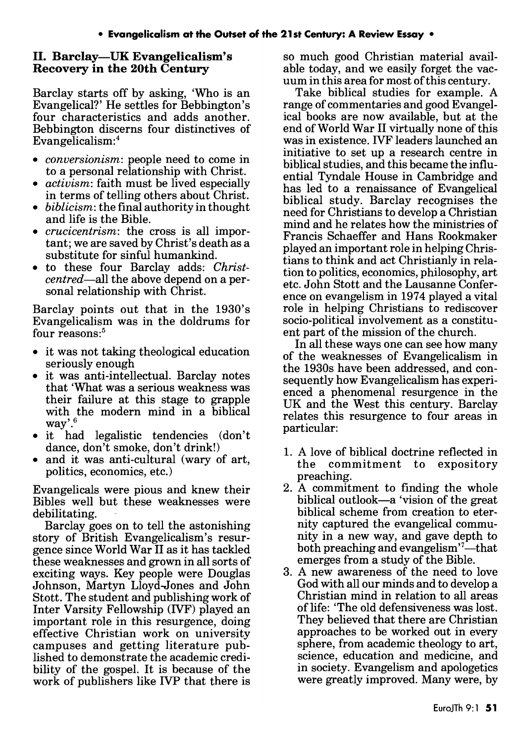## II. Barclay—UK Evangelicalism's Recovery in the 20th Century

Barclay starts off by asking, 'Who is an Evangelical?' He settles for Bebbington's four characteristics and adds another. Bebbington discerns four distinctives of Evangelicalism:[4]

- *conversionism*: people need to come in to a personal relationship with Christ.
- *activism*: faith must be lived especially in terms of telling others about Christ.
- *biblicism*: the final authority in thought and life is the Bible.
- *crucicentrism*: the cross is all important; we are saved by Christ's death as a substitute for sinful humankind.
- to these four Barclay adds: *Christ-centred*—all the above depend on a personal relationship with Christ.

Barclay points out that in the 1930's Evangelicalism was in the doldrums for four reasons:[5]

- it was not taking theological education seriously enough
- it was anti-intellectual. Barclay notes that 'What was a serious weakness was their failure at this stage to grapple with the modern mind in a biblical way'.[6]
- it had legalistic tendencies (don't dance, don't smoke, don't drink!)
- and it was anti-cultural (wary of art, politics, economics, etc.)

Evangelicals were pious and knew their Bibles well but these weaknesses were debilitating.

Barclay goes on to tell the astonishing story of British Evangelicalism's resurgence since World War II as it has tackled these weaknesses and grown in all sorts of exciting ways. Key people were Douglas Johnson, Martyn Lloyd-Jones and John Stott. The student and publishing work of Inter Varsity Fellowship (IVF) played an important role in this resurgence, doing effective Christian work on university campuses and getting literature published to demonstrate the academic credibility of the gospel. It is because of the work of publishers like IVP that there is so much good Christian material available today, and we easily forget the vacuum in this area for most of this century.

Take biblical studies for example. A range of commentaries and good Evangelical books are now available, but at the end of World War II virtually none of this was in existence. IVF leaders launched an initiative to set up a research centre in biblical studies, and this became the influential Tyndale House in Cambridge and has led to a renaissance of Evangelical biblical study. Barclay recognises the need for Christians to develop a Christian mind and he relates how the ministries of Francis Schaeffer and Hans Rookmaker played an important role in helping Christians to think and act Christianly in relation to politics, economics, philosophy, art etc. John Stott and the Lausanne Conference on evangelism in 1974 played a vital role in helping Christians to rediscover socio-political involvement as a constituent part of the mission of the church.

In all these ways one can see how many of the weaknesses of Evangelicalism in the 1930s have been addressed, and consequently how Evangelicalism has experienced a phenomenal resurgence in the UK and the West this century. Barclay relates this resurgence to four areas in particular:

1. A love of biblical doctrine reflected in the commitment to expository preaching.
2. A commitment to finding the whole biblical outlook—a 'vision of the great biblical scheme from creation to eternity captured the evangelical community in a new way, and gave depth to both preaching and evangelism'[7]—that emerges from a study of the Bible.
3. A new awareness of the need to love God with all our minds and to develop a Christian mind in relation to all areas of life: 'The old defensiveness was lost. They believed that there are Christian approaches to be worked out in every sphere, from academic theology to art, science, education and medicine, and in society. Evangelism and apologetics were greatly improved. Many were, by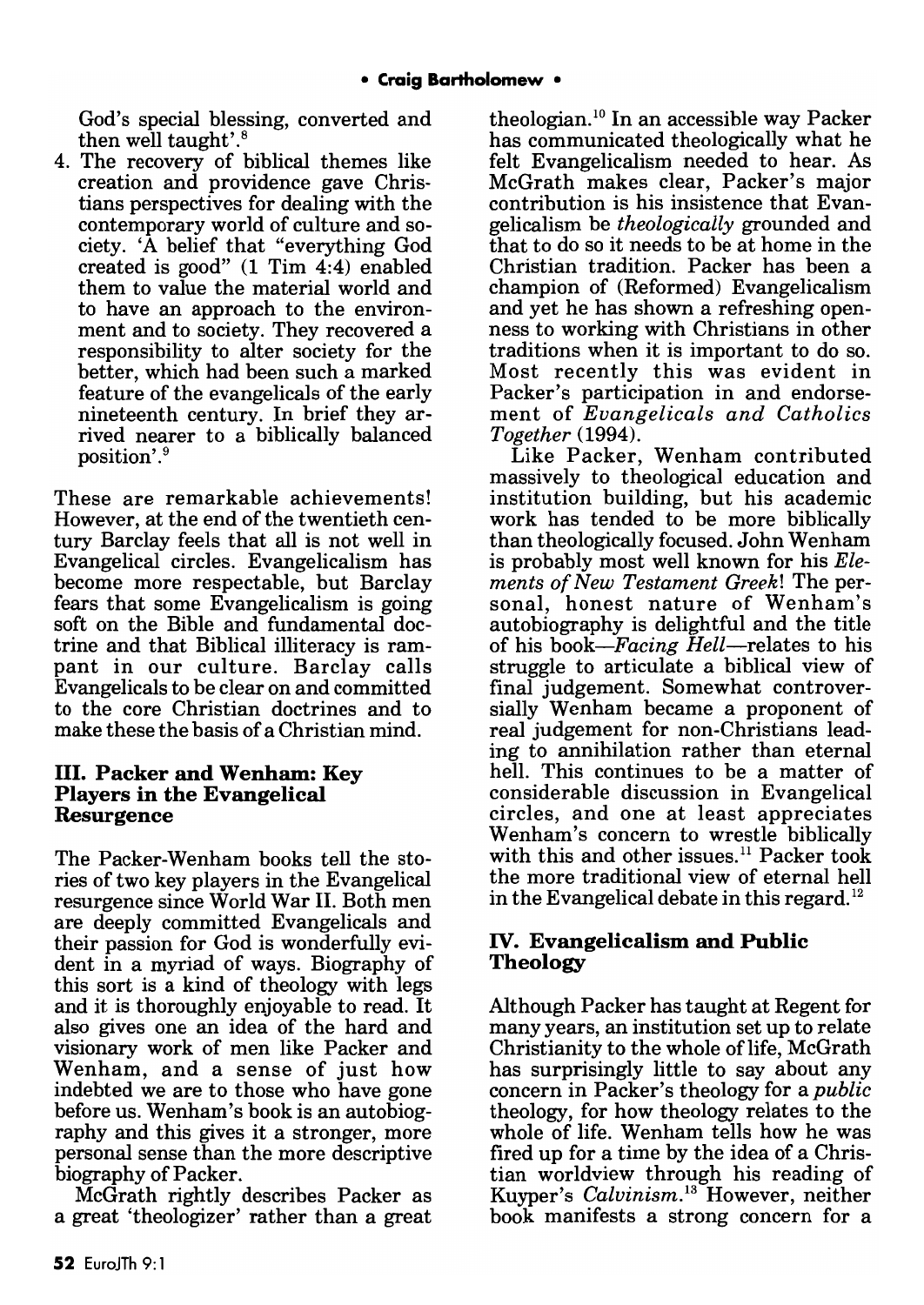God's special blessing, converted and then well taught'.[8]

4. The recovery of biblical themes like creation and providence gave Christians perspectives for dealing with the contemporary world of culture and society. 'A belief that "everything God created is good" (1 Tim 4:4) enabled them to value the material world and to have an approach to the environment and to society. They recovered a responsibility to alter society for the better, which had been such a marked feature of the evangelicals of the early nineteenth century. In brief they arrived nearer to a biblically balanced position'.[9]

These are remarkable achievements! However, at the end of the twentieth century Barclay feels that all is not well in Evangelical circles. Evangelicalism has become more respectable, but Barclay fears that some Evangelicalism is going soft on the Bible and fundamental doctrine and that Biblical illiteracy is rampant in our culture. Barclay calls Evangelicals to be clear on and committed to the core Christian doctrines and to make these the basis of a Christian mind.

## III. Packer and Wenham: Key Players in the Evangelical Resurgence

The Packer-Wenham books tell the stories of two key players in the Evangelical resurgence since World War II. Both men are deeply committed Evangelicals and their passion for God is wonderfully evident in a myriad of ways. Biography of this sort is a kind of theology with legs and it is thoroughly enjoyable to read. It also gives one an idea of the hard and visionary work of men like Packer and Wenham, and a sense of just how indebted we are to those who have gone before us. Wenham's book is an autobiography and this gives it a stronger, more personal sense than the more descriptive biography of Packer.

McGrath rightly describes Packer as a great 'theologizer' rather than a great theologian.[10] In an accessible way Packer has communicated theologically what he felt Evangelicalism needed to hear. As McGrath makes clear, Packer's major contribution is his insistence that Evangelicalism be *theologically* grounded and that to do so it needs to be at home in the Christian tradition. Packer has been a champion of (Reformed) Evangelicalism and yet he has shown a refreshing openness to working with Christians in other traditions when it is important to do so. Most recently this was evident in Packer's participation in and endorsement of *Evangelicals and Catholics Together* (1994).

Like Packer, Wenham contributed massively to theological education and institution building, but his academic work has tended to be more biblically than theologically focused. John Wenham is probably most well known for his *Elements of New Testament Greek*! The personal, honest nature of Wenham's autobiography is delightful and the title of his book—*Facing Hell*—relates to his struggle to articulate a biblical view of final judgement. Somewhat controversially Wenham became a proponent of real judgement for non-Christians leading to annihilation rather than eternal hell. This continues to be a matter of considerable discussion in Evangelical circles, and one at least appreciates Wenham's concern to wrestle biblically with this and other issues.[11] Packer took the more traditional view of eternal hell in the Evangelical debate in this regard.[12]

## IV. Evangelicalism and Public Theology

Although Packer has taught at Regent for many years, an institution set up to relate Christianity to the whole of life, McGrath has surprisingly little to say about any concern in Packer's theology for a *public* theology, for how theology relates to the whole of life. Wenham tells how he was fired up for a time by the idea of a Christian worldview through his reading of Kuyper's *Calvinism*.[13] However, neither book manifests a strong concern for a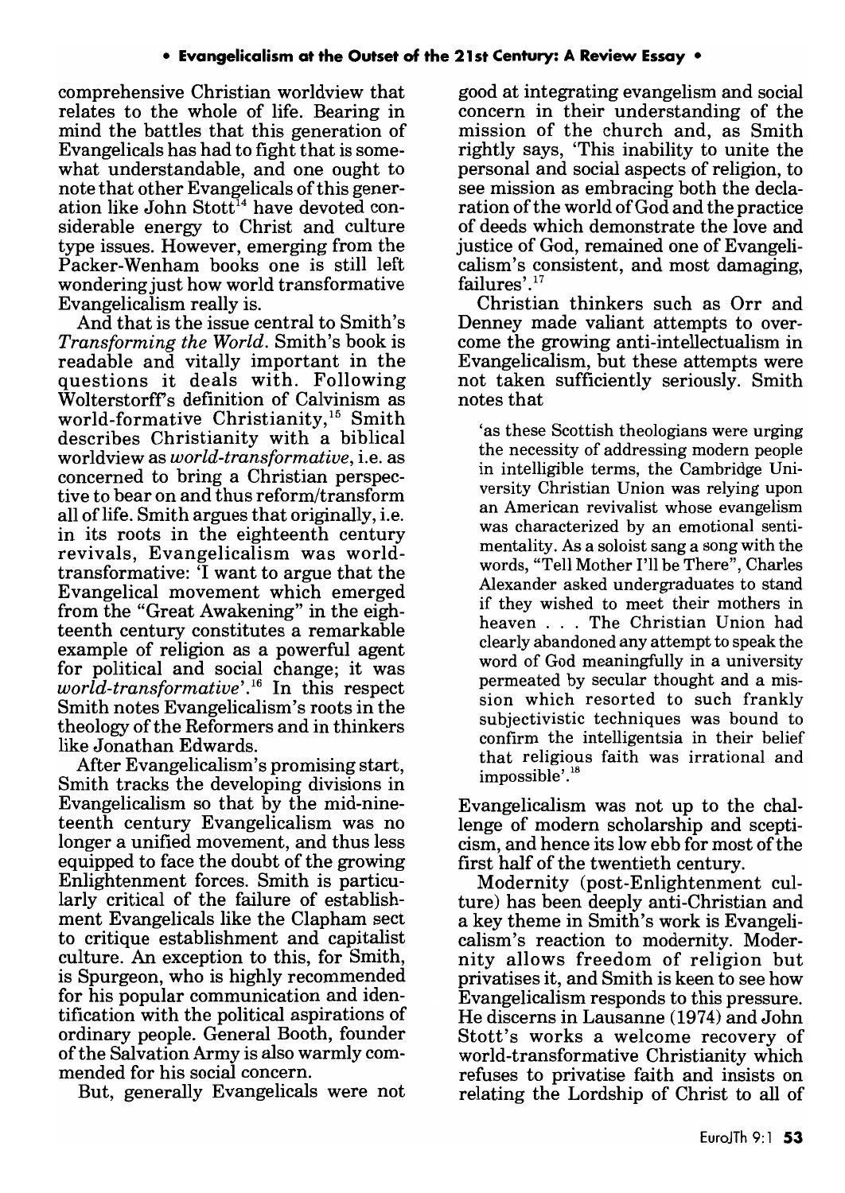comprehensive Christian worldview that relates to the whole of life. Bearing in mind the battles that this generation of Evangelicals has had to fight that is somewhat understandable, and one ought to note that other Evangelicals of this generation like John Stott[14] have devoted considerable energy to Christ and culture type issues. However, emerging from the Packer-Wenham books one is still left wondering just how world transformative Evangelicalism really is.

And that is the issue central to Smith's *Transforming the World*. Smith's book is readable and vitally important in the questions it deals with. Following Wolterstorff's definition of Calvinism as world-formative Christianity,[15] Smith describes Christianity with a biblical worldview as *world-transformative*, i.e. as concerned to bring a Christian perspective to bear on and thus reform/transform all of life. Smith argues that originally, i.e. in its roots in the eighteenth century revivals, Evangelicalism was world-transformative: 'I want to argue that the Evangelical movement which emerged from the "Great Awakening" in the eighteenth century constitutes a remarkable example of religion as a powerful agent for political and social change; it was *world-transformative*'.[16] In this respect Smith notes Evangelicalism's roots in the theology of the Reformers and in thinkers like Jonathan Edwards.

After Evangelicalism's promising start, Smith tracks the developing divisions in Evangelicalism so that by the mid-nineteenth century Evangelicalism was no longer a unified movement, and thus less equipped to face the doubt of the growing Enlightenment forces. Smith is particularly critical of the failure of establishment Evangelicals like the Clapham sect to critique establishment and capitalist culture. An exception to this, for Smith, is Spurgeon, who is highly recommended for his popular communication and identification with the political aspirations of ordinary people. General Booth, founder of the Salvation Army is also warmly commended for his social concern.

But, generally Evangelicals were not good at integrating evangelism and social concern in their understanding of the mission of the church and, as Smith rightly says, 'This inability to unite the personal and social aspects of religion, to see mission as embracing both the declaration of the world of God and the practice of deeds which demonstrate the love and justice of God, remained one of Evangelicalism's consistent, and most damaging, failures'.[17]

Christian thinkers such as Orr and Denney made valiant attempts to overcome the growing anti-intellectualism in Evangelicalism, but these attempts were not taken sufficiently seriously. Smith notes that

> 'as these Scottish theologians were urging the necessity of addressing modern people in intelligible terms, the Cambridge University Christian Union was relying upon an American revivalist whose evangelism was characterized by an emotional sentimentality. As a soloist sang a song with the words, "Tell Mother I'll be There", Charles Alexander asked undergraduates to stand if they wished to meet their mothers in heaven . . . The Christian Union had clearly abandoned any attempt to speak the word of God meaningfully in a university permeated by secular thought and a mission which resorted to such frankly subjectivistic techniques was bound to confirm the intelligentsia in their belief that religious faith was irrational and impossible'.[18]

Evangelicalism was not up to the challenge of modern scholarship and scepticism, and hence its low ebb for most of the first half of the twentieth century.

Modernity (post-Enlightenment culture) has been deeply anti-Christian and a key theme in Smith's work is Evangelicalism's reaction to modernity. Modernity allows freedom of religion but privatises it, and Smith is keen to see how Evangelicalism responds to this pressure. He discerns in Lausanne (1974) and John Stott's works a welcome recovery of world-transformative Christianity which refuses to privatise faith and insists on relating the Lordship of Christ to all of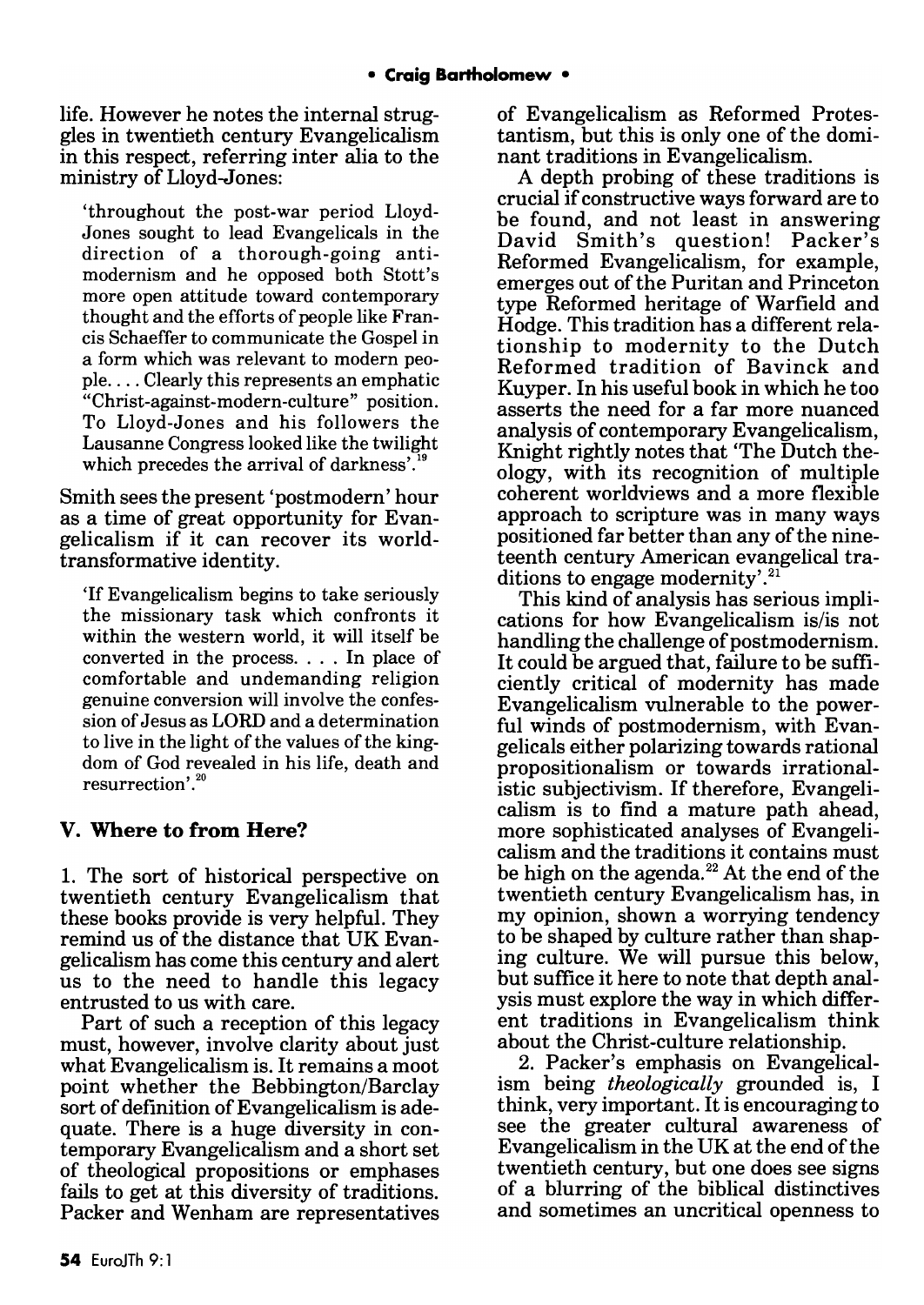life. However he notes the internal struggles in twentieth century Evangelicalism in this respect, referring inter alia to the ministry of Lloyd-Jones:

> 'throughout the post-war period Lloyd-Jones sought to lead Evangelicals in the direction of a thorough-going anti-modernism and he opposed both Stott's more open attitude toward contemporary thought and the efforts of people like Francis Schaeffer to communicate the Gospel in a form which was relevant to modern people. . . . Clearly this represents an emphatic "Christ-against-modern-culture" position. To Lloyd-Jones and his followers the Lausanne Congress looked like the twilight which precedes the arrival of darkness'.[19]

Smith sees the present 'postmodern' hour as a time of great opportunity for Evangelicalism if it can recover its world-transformative identity.

> 'If Evangelicalism begins to take seriously the missionary task which confronts it within the western world, it will itself be converted in the process. . . . In place of comfortable and undemanding religion genuine conversion will involve the confession of Jesus as LORD and a determination to live in the light of the values of the kingdom of God revealed in his life, death and resurrection'.[20]

## V. Where to from Here?

1. The sort of historical perspective on twentieth century Evangelicalism that these books provide is very helpful. They remind us of the distance that UK Evangelicalism has come this century and alert us to the need to handle this legacy entrusted to us with care.

Part of such a reception of this legacy must, however, involve clarity about just what Evangelicalism is. It remains a moot point whether the Bebbington/Barclay sort of definition of Evangelicalism is adequate. There is a huge diversity in contemporary Evangelicalism and a short set of theological propositions or emphases fails to get at this diversity of traditions. Packer and Wenham are representatives of Evangelicalism as Reformed Protestantism, but this is only one of the dominant traditions in Evangelicalism.

A depth probing of these traditions is crucial if constructive ways forward are to be found, and not least in answering David Smith's question! Packer's Reformed Evangelicalism, for example, emerges out of the Puritan and Princeton type Reformed heritage of Warfield and Hodge. This tradition has a different relationship to modernity to the Dutch Reformed tradition of Bavinck and Kuyper. In his useful book in which he too asserts the need for a far more nuanced analysis of contemporary Evangelicalism, Knight rightly notes that 'The Dutch theology, with its recognition of multiple coherent worldviews and a more flexible approach to scripture was in many ways positioned far better than any of the nineteenth century American evangelical traditions to engage modernity'.[21]

This kind of analysis has serious implications for how Evangelicalism is/is not handling the challenge of postmodernism. It could be argued that, failure to be sufficiently critical of modernity has made Evangelicalism vulnerable to the powerful winds of postmodernism, with Evangelicals either polarizing towards rational propositionalism or towards irrationalistic subjectivism. If therefore, Evangelicalism is to find a mature path ahead, more sophisticated analyses of Evangelicalism and the traditions it contains must be high on the agenda.[22] At the end of the twentieth century Evangelicalism has, in my opinion, shown a worrying tendency to be shaped by culture rather than shaping culture. We will pursue this below, but suffice it here to note that depth analysis must explore the way in which different traditions in Evangelicalism think about the Christ-culture relationship.

2. Packer's emphasis on Evangelicalism being *theologically* grounded is, I think, very important. It is encouraging to see the greater cultural awareness of Evangelicalism in the UK at the end of the twentieth century, but one does see signs of a blurring of the biblical distinctives and sometimes an uncritical openness to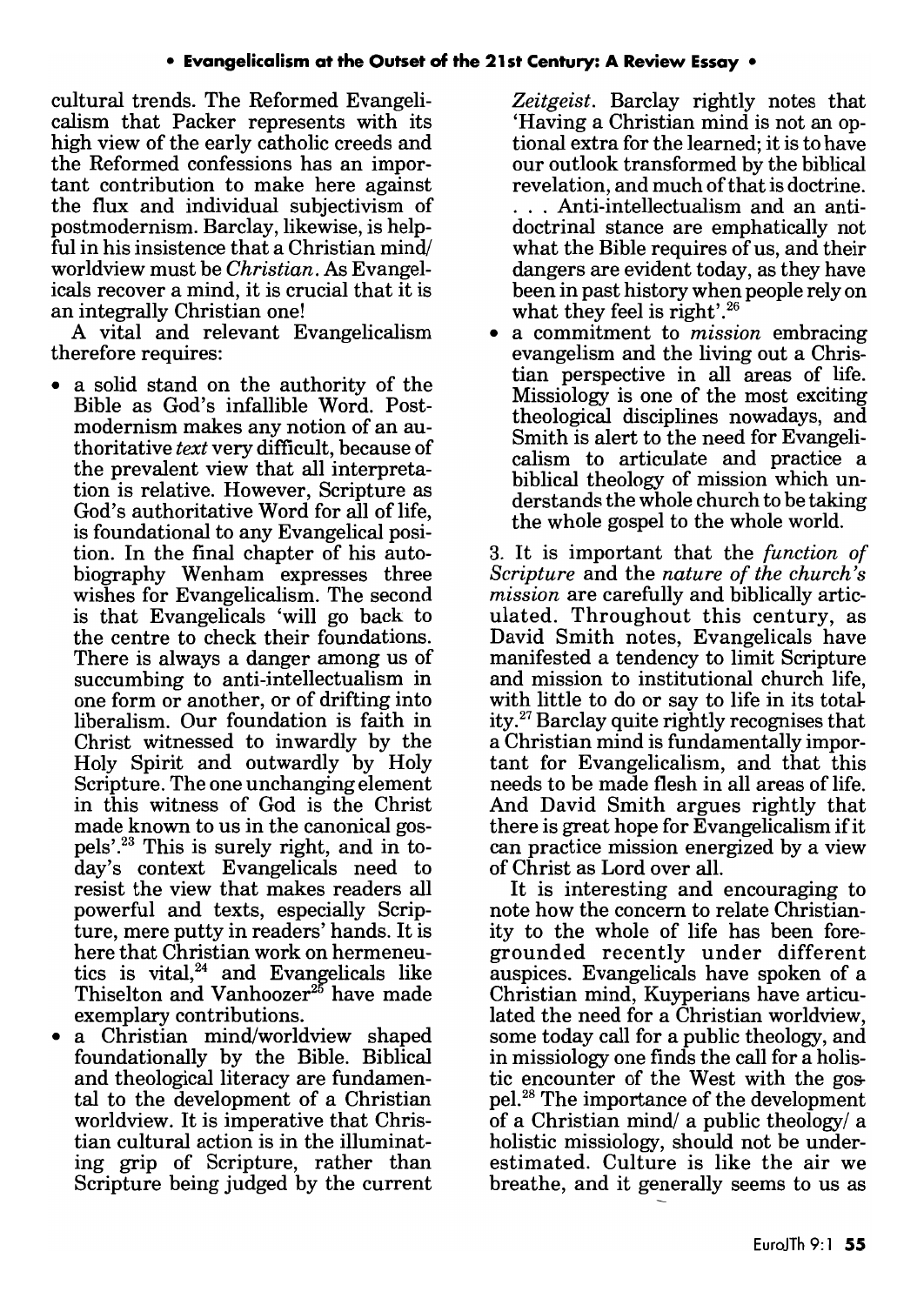cultural trends. The Reformed Evangelicalism that Packer represents with its high view of the early catholic creeds and the Reformed confessions has an important contribution to make here against the flux and individual subjectivism of postmodernism. Barclay, likewise, is helpful in his insistence that a Christian mind/worldview must be *Christian*. As Evangelicals recover a mind, it is crucial that it is an integrally Christian one!

A vital and relevant Evangelicalism therefore requires:

- a solid stand on the authority of the Bible as God's infallible Word. Postmodernism makes any notion of an authoritative *text* very difficult, because of the prevalent view that all interpretation is relative. However, Scripture as God's authoritative Word for all of life, is foundational to any Evangelical position. In the final chapter of his autobiography Wenham expresses three wishes for Evangelicalism. The second is that Evangelicals 'will go back to the centre to check their foundations. There is always a danger among us of succumbing to anti-intellectualism in one form or another, or of drifting into liberalism. Our foundation is faith in Christ witnessed to inwardly by the Holy Spirit and outwardly by Holy Scripture. The one unchanging element in this witness of God is the Christ made known to us in the canonical gospels'.[23] This is surely right, and in today's context Evangelicals need to resist the view that makes readers all powerful and texts, especially Scripture, mere putty in readers' hands. It is here that Christian work on hermeneutics is vital,[24] and Evangelicals like Thiselton and Vanhoozer[25] have made exemplary contributions.
- a Christian mind/worldview shaped foundationally by the Bible. Biblical and theological literacy are fundamental to the development of a Christian worldview. It is imperative that Christian cultural action is in the illuminating grip of Scripture, rather than Scripture being judged by the current *Zeitgeist*. Barclay rightly notes that 'Having a Christian mind is not an optional extra for the learned; it is to have our outlook transformed by the biblical revelation, and much of that is doctrine. . . . Anti-intellectualism and an anti-doctrinal stance are emphatically not what the Bible requires of us, and their dangers are evident today, as they have been in past history when people rely on what they feel is right'.[26]
- a commitment to *mission* embracing evangelism and the living out a Christian perspective in all areas of life. Missiology is one of the most exciting theological disciplines nowadays, and Smith is alert to the need for Evangelicalism to articulate and practice a biblical theology of mission which understands the whole church to be taking the whole gospel to the whole world.

3. It is important that the *function of Scripture* and the *nature of the church's mission* are carefully and biblically articulated. Throughout this century, as David Smith notes, Evangelicals have manifested a tendency to limit Scripture and mission to institutional church life, with little to do or say to life in its totality.[27] Barclay quite rightly recognises that a Christian mind is fundamentally important for Evangelicalism, and that this needs to be made flesh in all areas of life. And David Smith argues rightly that there is great hope for Evangelicalism if it can practice mission energized by a view of Christ as Lord over all.

It is interesting and encouraging to note how the concern to relate Christianity to the whole of life has been foregrounded recently under different auspices. Evangelicals have spoken of a Christian mind, Kuyperians have articulated the need for a Christian worldview, some today call for a public theology, and in missiology one finds the call for a holistic encounter of the West with the gospel.[28] The importance of the development of a Christian mind/ a public theology/ a holistic missiology, should not be underestimated. Culture is like the air we breathe, and it generally seems to us as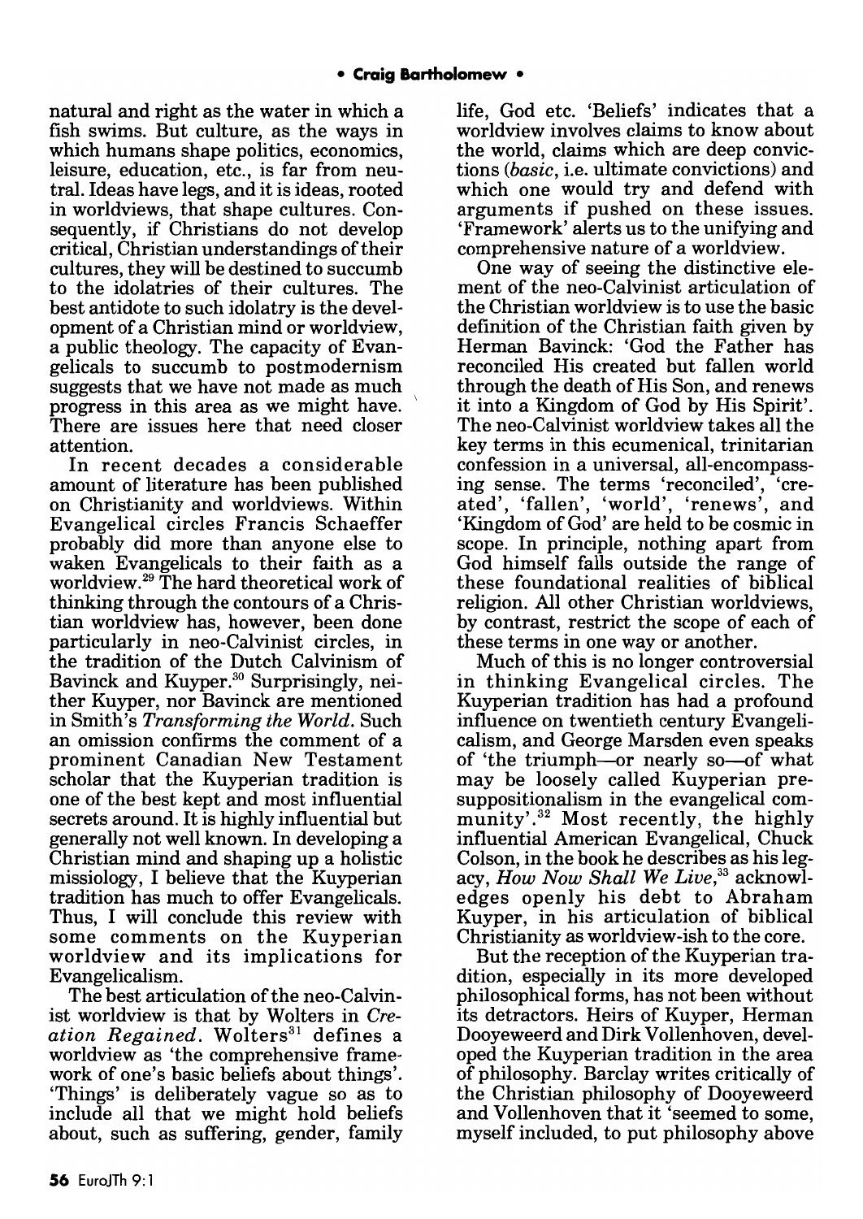natural and right as the water in which a fish swims. But culture, as the ways in which humans shape politics, economics, leisure, education, etc., is far from neutral. Ideas have legs, and it is ideas, rooted in worldviews, that shape cultures. Consequently, if Christians do not develop critical, Christian understandings of their cultures, they will be destined to succumb to the idolatries of their cultures. The best antidote to such idolatry is the development of a Christian mind or worldview, a public theology. The capacity of Evangelicals to succumb to postmodernism suggests that we have not made as much progress in this area as we might have. There are issues here that need closer attention.

In recent decades a considerable amount of literature has been published on Christianity and worldviews. Within Evangelical circles Francis Schaeffer probably did more than anyone else to waken Evangelicals to their faith as a worldview.[29] The hard theoretical work of thinking through the contours of a Christian worldview has, however, been done particularly in neo-Calvinist circles, in the tradition of the Dutch Calvinism of Bavinck and Kuyper.[30] Surprisingly, neither Kuyper, nor Bavinck are mentioned in Smith's *Transforming the World*. Such an omission confirms the comment of a prominent Canadian New Testament scholar that the Kuyperian tradition is one of the best kept and most influential secrets around. It is highly influential but generally not well known. In developing a Christian mind and shaping up a holistic missiology, I believe that the Kuyperian tradition has much to offer Evangelicals. Thus, I will conclude this review with some comments on the Kuyperian worldview and its implications for Evangelicalism.

The best articulation of the neo-Calvinist worldview is that by Wolters in *Creation Regained*. Wolters[31] defines a worldview as 'the comprehensive framework of one's basic beliefs about things'. 'Things' is deliberately vague so as to include all that we might hold beliefs about, such as suffering, gender, family life, God etc. 'Beliefs' indicates that a worldview involves claims to know about the world, claims which are deep convictions (*basic*, i.e. ultimate convictions) and which one would try and defend with arguments if pushed on these issues. 'Framework' alerts us to the unifying and comprehensive nature of a worldview.

One way of seeing the distinctive element of the neo-Calvinist articulation of the Christian worldview is to use the basic definition of the Christian faith given by Herman Bavinck: 'God the Father has reconciled His created but fallen world through the death of His Son, and renews it into a Kingdom of God by His Spirit'. The neo-Calvinist worldview takes all the key terms in this ecumenical, trinitarian confession in a universal, all-encompassing sense. The terms 'reconciled', 'created', 'fallen', 'world', 'renews', and 'Kingdom of God' are held to be cosmic in scope. In principle, nothing apart from God himself falls outside the range of these foundational realities of biblical religion. All other Christian worldviews, by contrast, restrict the scope of each of these terms in one way or another.

Much of this is no longer controversial in thinking Evangelical circles. The Kuyperian tradition has had a profound influence on twentieth century Evangelicalism, and George Marsden even speaks of 'the triumph—or nearly so—of what may be loosely called Kuyperian presuppositionalism in the evangelical community'.[32] Most recently, the highly influential American Evangelical, Chuck Colson, in the book he describes as his legacy, *How Now Shall We Live*,[33] acknowledges openly his debt to Abraham Kuyper, in his articulation of biblical Christianity as worldview-ish to the core.

But the reception of the Kuyperian tradition, especially in its more developed philosophical forms, has not been without its detractors. Heirs of Kuyper, Herman Dooyeweerd and Dirk Vollenhoven, developed the Kuyperian tradition in the area of philosophy. Barclay writes critically of the Christian philosophy of Dooyeweerd and Vollenhoven that it 'seemed to some, myself included, to put philosophy above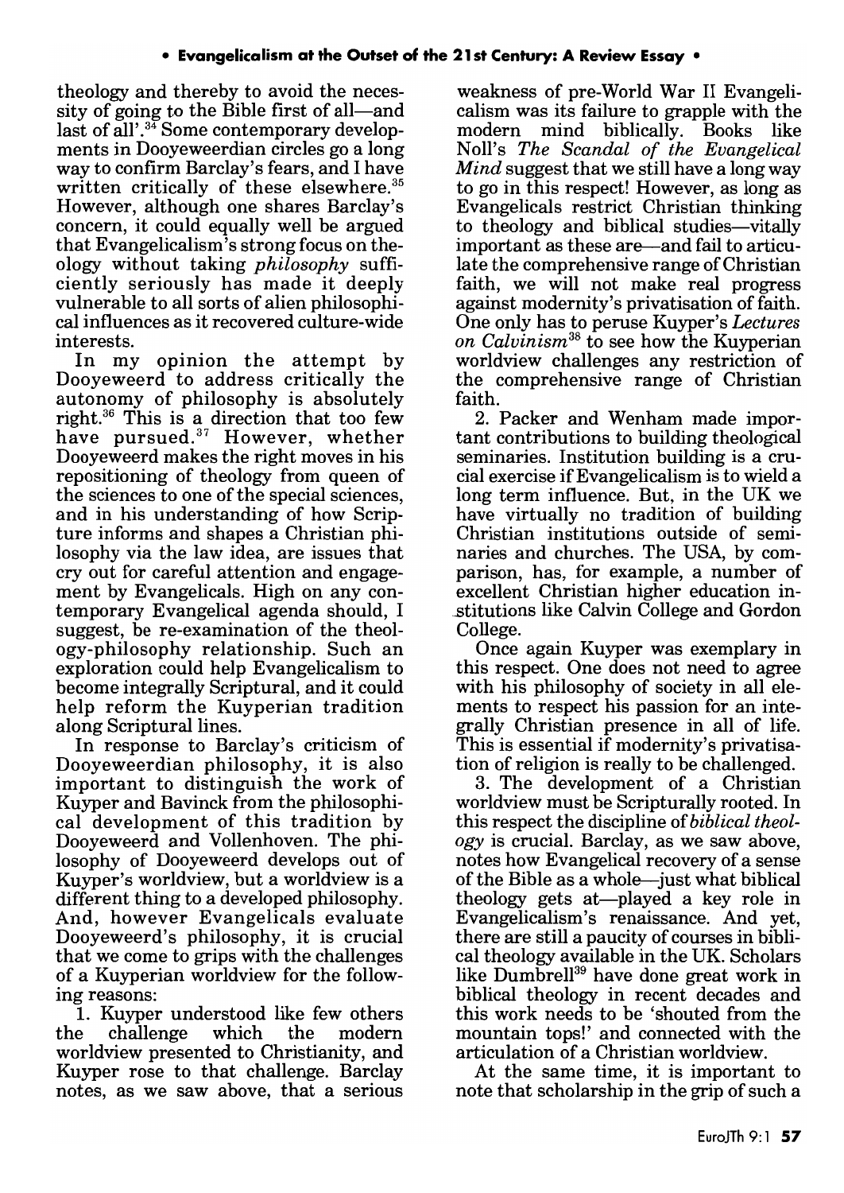theology and thereby to avoid the necessity of going to the Bible first of all—and last of all'.[34] Some contemporary developments in Dooyeweerdian circles go a long way to confirm Barclay's fears, and I have written critically of these elsewhere.[35] However, although one shares Barclay's concern, it could equally well be argued that Evangelicalism's strong focus on theology without taking *philosophy* sufficiently seriously has made it deeply vulnerable to all sorts of alien philosophical influences as it recovered culture-wide interests.

In my opinion the attempt by Dooyeweerd to address critically the autonomy of philosophy is absolutely right.[36] This is a direction that too few have pursued.[37] However, whether Dooyeweerd makes the right moves in his repositioning of theology from queen of the sciences to one of the special sciences, and in his understanding of how Scripture informs and shapes a Christian philosophy via the law idea, are issues that cry out for careful attention and engagement by Evangelicals. High on any contemporary Evangelical agenda should, I suggest, be re-examination of the theology-philosophy relationship. Such an exploration could help Evangelicalism to become integrally Scriptural, and it could help reform the Kuyperian tradition along Scriptural lines.

In response to Barclay's criticism of Dooyeweerdian philosophy, it is also important to distinguish the work of Kuyper and Bavinck from the philosophical development of this tradition by Dooyeweerd and Vollenhoven. The philosophy of Dooyeweerd develops out of Kuyper's worldview, but a worldview is a different thing to a developed philosophy. And, however Evangelicals evaluate Dooyeweerd's philosophy, it is crucial that we come to grips with the challenges of a Kuyperian worldview for the following reasons:

1. Kuyper understood like few others the challenge which the modern worldview presented to Christianity, and Kuyper rose to that challenge. Barclay notes, as we saw above, that a serious weakness of pre-World War II Evangelicalism was its failure to grapple with the modern mind biblically. Books like Noll's *The Scandal of the Evangelical Mind* suggest that we still have a long way to go in this respect! However, as long as Evangelicals restrict Christian thinking to theology and biblical studies—vitally important as these are—and fail to articulate the comprehensive range of Christian faith, we will not make real progress against modernity's privatisation of faith. One only has to peruse Kuyper's *Lectures on Calvinism*[38] to see how the Kuyperian worldview challenges any restriction of the comprehensive range of Christian faith.

2. Packer and Wenham made important contributions to building theological seminaries. Institution building is a crucial exercise if Evangelicalism is to wield a long term influence. But, in the UK we have virtually no tradition of building Christian institutions outside of seminaries and churches. The USA, by comparison, has, for example, a number of excellent Christian higher education institutions like Calvin College and Gordon College.

Once again Kuyper was exemplary in this respect. One does not need to agree with his philosophy of society in all elements to respect his passion for an integrally Christian presence in all of life. This is essential if modernity's privatisation of religion is really to be challenged.

3. The development of a Christian worldview must be Scripturally rooted. In this respect the discipline of *biblical theology* is crucial. Barclay, as we saw above, notes how Evangelical recovery of a sense of the Bible as a whole—just what biblical theology gets at—played a key role in Evangelicalism's renaissance. And yet, there are still a paucity of courses in biblical theology available in the UK. Scholars like Dumbrell[39] have done great work in biblical theology in recent decades and this work needs to be 'shouted from the mountain tops!' and connected with the articulation of a Christian worldview.

At the same time, it is important to note that scholarship in the grip of such a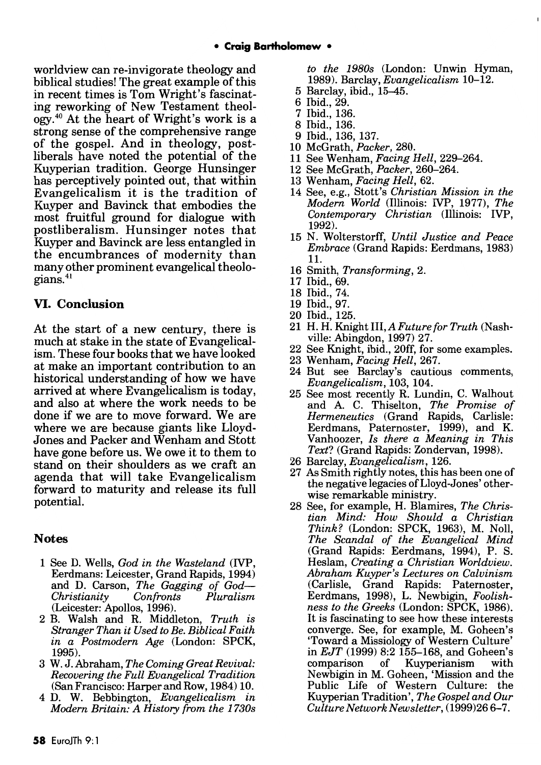worldview can re-invigorate theology and biblical studies! The great example of this in recent times is Tom Wright's fascinating reworking of New Testament theology.[40] At the heart of Wright's work is a strong sense of the comprehensive range of the gospel. And in theology, postliberals have noted the potential of the Kuyperian tradition. George Hunsinger has perceptively pointed out, that within Evangelicalism it is the tradition of Kuyper and Bavinck that embodies the most fruitful ground for dialogue with postliberalism. Hunsinger notes that Kuyper and Bavinck are less entangled in the encumbrances of modernity than many other prominent evangelical theologians.[41]

## VI. Conclusion

At the start of a new century, there is much at stake in the state of Evangelicalism. These four books that we have looked at make an important contribution to an historical understanding of how we have arrived at where Evangelicalism is today, and also at where the work needs to be done if we are to move forward. We are where we are because giants like Lloyd-Jones and Packer and Wenham and Stott have gone before us. We owe it to them to stand on their shoulders as we craft an agenda that will take Evangelicalism forward to maturity and release its full potential.

## Notes

1 See D. Wells, *God in the Wasteland* (IVP, Eerdmans: Leicester, Grand Rapids, 1994) and D. Carson, *The Gagging of God—Christianity Confronts Pluralism* (Leicester: Apollos, 1996).

2 B. Walsh and R. Middleton, *Truth is Stranger Than it Used to Be. Biblical Faith in a Postmodern Age* (London: SPCK, 1995).

3 W. J. Abraham, *The Coming Great Revival: Recovering the Full Evangelical Tradition* (San Francisco: Harper and Row, 1984) 10.

4 D. W. Bebbington, *Evangelicalism in Modern Britain: A History from the 1730s to the 1980s* (London: Unwin Hyman, 1989). Barclay, *Evangelicalism* 10–12.

5 Barclay, ibid., 15–45.

6 Ibid., 29.

7 Ibid., 136.

8 Ibid., 136.

9 Ibid., 136, 137.

10 McGrath, *Packer*, 280.

11 See Wenham, *Facing Hell*, 229–264.

12 See McGrath, *Packer*, 260–264.

13 Wenham, *Facing Hell*, 62.

14 See, e.g., Stott's *Christian Mission in the Modern World* (Illinois: IVP, 1977), *The Contemporary Christian* (Illinois: IVP, 1992).

15 N. Wolterstorff, *Until Justice and Peace Embrace* (Grand Rapids: Eerdmans, 1983) 11.

16 Smith, *Transforming*, 2.

17 Ibid., 69.

18 Ibid., 74.

19 Ibid., 97.

20 Ibid., 125.

21 H. H. Knight III, *A Future for Truth* (Nashville: Abingdon, 1997) 27.

22 See Knight, ibid., 20ff, for some examples.

23 Wenham, *Facing Hell*, 267.

24 But see Barclay's cautious comments, *Evangelicalism*, 103, 104.

25 See most recently R. Lundin, C. Walhout and A. C. Thiselton, *The Promise of Hermeneutics* (Grand Rapids, Carlisle: Eerdmans, Paternoster, 1999), and K. Vanhoozer, *Is there a Meaning in This Text?* (Grand Rapids: Zondervan, 1998).

26 Barclay, *Evangelicalism*, 126.

27 As Smith rightly notes, this has been one of the negative legacies of Lloyd-Jones' otherwise remarkable ministry.

28 See, for example, H. Blamires, *The Christian Mind: How Should a Christian Think?* (London: SPCK, 1963), M. Noll, *The Scandal of the Evangelical Mind* (Grand Rapids: Eerdmans, 1994), P. S. Heslam, *Creating a Christian Worldview. Abraham Kuyper's Lectures on Calvinism* (Carlisle, Grand Rapids: Paternoster, Eerdmans, 1998), L. Newbigin, *Foolishness to the Greeks* (London: SPCK, 1986). It is fascinating to see how these interests converge. See, for example, M. Goheen's 'Toward a Missiology of Western Culture' in *EJT* (1999) 8:2 155–168, and Goheen's comparison of Kuyperianism with Newbigin in M. Goheen, 'Mission and the Public Life of Western Culture: the Kuyperian Tradition', *The Gospel and Our Culture Network Newsletter*, (1999)26 6–7.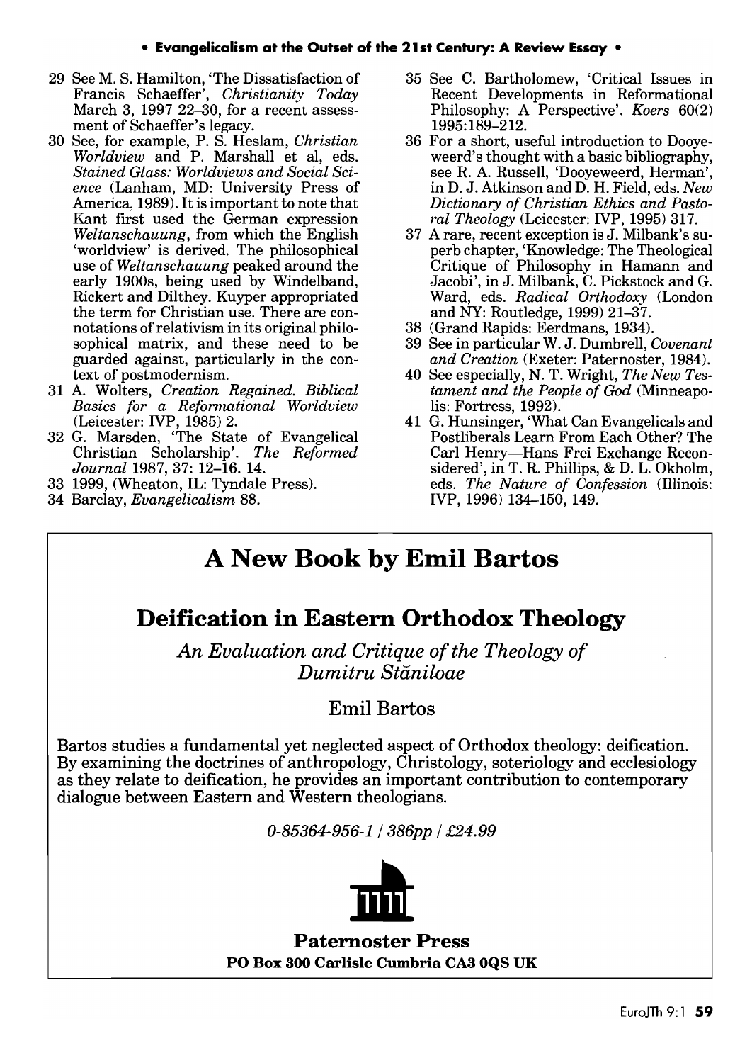29 See M. S. Hamilton, 'The Dissatisfaction of Francis Schaeffer', *Christianity Today* March 3, 1997 22–30, for a recent assessment of Schaeffer's legacy.
30 See, for example, P. S. Heslam, *Christian Worldview* and P. Marshall et al, eds. *Stained Glass: Worldviews and Social Science* (Lanham, MD: University Press of America, 1989). It is important to note that Kant first used the German expression *Weltanschauung*, from which the English 'worldview' is derived. The philosophical use of *Weltanschauung* peaked around the early 1900s, being used by Windelband, Rickert and Dilthey. Kuyper appropriated the term for Christian use. There are connotations of relativism in its original philosophical matrix, and these need to be guarded against, particularly in the context of postmodernism.
31 A. Wolters, *Creation Regained. Biblical Basics for a Reformational Worldview* (Leicester: IVP, 1985) 2.
32 G. Marsden, 'The State of Evangelical Christian Scholarship'. *The Reformed Journal* 1987, 37: 12–16. 14.
33 1999, (Wheaton, IL: Tyndale Press).
34 Barclay, *Evangelicalism* 88.
35 See C. Bartholomew, 'Critical Issues in Recent Developments in Reformational Philosophy: A Perspective'. *Koers* 60(2) 1995:189–212.
36 For a short, useful introduction to Dooyeweerd's thought with a basic bibliography, see R. A. Russell, 'Dooyeweerd, Herman', in D. J. Atkinson and D. H. Field, eds. *New Dictionary of Christian Ethics and Pastoral Theology* (Leicester: IVP, 1995) 317.
37 A rare, recent exception is J. Milbank's superb chapter, 'Knowledge: The Theological Critique of Philosophy in Hamann and Jacobi', in J. Milbank, C. Pickstock and G. Ward, eds. *Radical Orthodoxy* (London and NY: Routledge, 1999) 21–37.
38 (Grand Rapids: Eerdmans, 1934).
39 See in particular W. J. Dumbrell, *Covenant and Creation* (Exeter: Paternoster, 1984).
40 See especially, N. T. Wright, *The New Testament and the People of God* (Minneapolis: Fortress, 1992).
41 G. Hunsinger, 'What Can Evangelicals and Postliberals Learn From Each Other? The Carl Henry—Hans Frei Exchange Reconsidered', in T. R. Phillips, & D. L. Okholm, eds. *The Nature of Confession* (Illinois: IVP, 1996) 134–150, 149.

# A New Book by Emil Bartos

## Deification in Eastern Orthodox Theology

*An Evaluation and Critique of the Theology of Dumitru Stăniloae*

Emil Bartos

Bartos studies a fundamental yet neglected aspect of Orthodox theology: deification. By examining the doctrines of anthropology, Christology, soteriology and ecclesiology as they relate to deification, he provides an important contribution to contemporary dialogue between Eastern and Western theologians.

*0-85364-956-1 / 386pp / £24.99*

**Paternoster Press**

**PO Box 300 Carlisle Cumbria CA3 0QS UK**